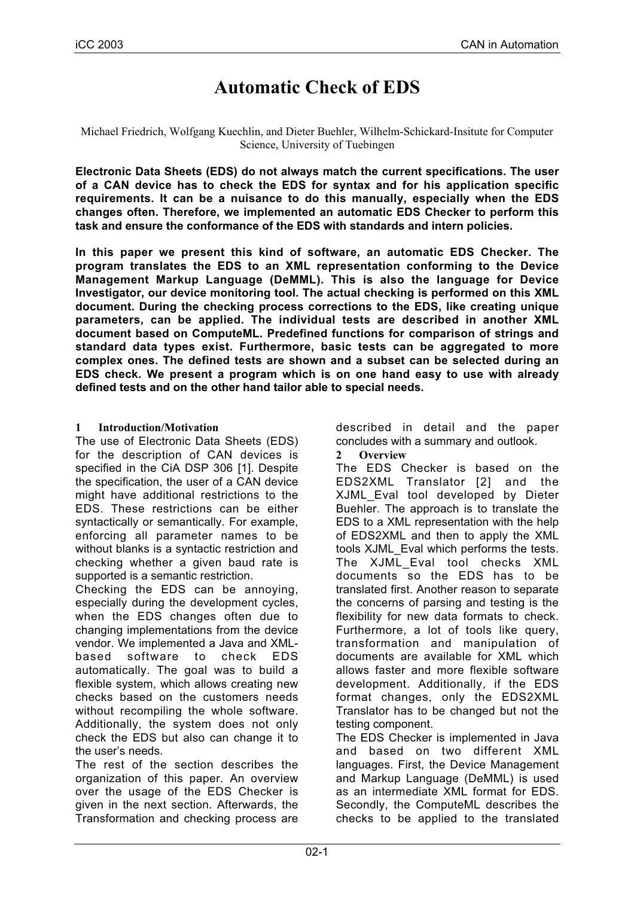# Automatic Check of EDS

Michael Friedrich, Wolfgang Kuechlin, and Dieter Buehler, Wilhelm-Schickard-Insitute for Computer Science, University of Tuebingen

**Electronic Data Sheets (EDS) do not always match the current specifications. The user of a CAN device has to check the EDS for syntax and for his application specific requirements. It can be a nuisance to do this manually, especially when the EDS changes often. Therefore, we implemented an automatic EDS Checker to perform this task and ensure the conformance of the EDS with standards and intern policies.**

**In this paper we present this kind of software, an automatic EDS Checker. The program translates the EDS to an XML representation conforming to the Device Management Markup Language (DeMML). This is also the language for Device Investigator, our device monitoring tool. The actual checking is performed on this XML document. During the checking process corrections to the EDS, like creating unique parameters, can be applied. The individual tests are described in another XML document based on ComputeML. Predefined functions for comparison of strings and standard data types exist. Furthermore, basic tests can be aggregated to more complex ones. The defined tests are shown and a subset can be selected during an EDS check. We present a program which is on one hand easy to use with already defined tests and on the other hand tailor able to special needs.**

## 1 Introduction/Motivation

The use of Electronic Data Sheets (EDS) for the description of CAN devices is specified in the CiA DSP 306 [1]. Despite the specification, the user of a CAN device might have additional restrictions to the EDS. These restrictions can be either syntactically or semantically. For example, enforcing all parameter names to be without blanks is a syntactic restriction and checking whether a given baud rate is supported is a semantic restriction.

Checking the EDS can be annoying, especially during the development cycles, when the EDS changes often due to changing implementations from the device vendor. We implemented a Java and XML-based software to check EDS automatically. The goal was to build a flexible system, which allows creating new checks based on the customers needs without recompiling the whole software. Additionally, the system does not only check the EDS but also can change it to the user's needs.

The rest of the section describes the organization of this paper. An overview over the usage of the EDS Checker is given in the next section. Afterwards, the Transformation and checking process are described in detail and the paper concludes with a summary and outlook.

## 2 Overview

The EDS Checker is based on the EDS2XML Translator [2] and the XJML_Eval tool developed by Dieter Buehler. The approach is to translate the EDS to a XML representation with the help of EDS2XML and then to apply the XML tools XJML_Eval which performs the tests. The XJML_Eval tool checks XML documents so the EDS has to be translated first. Another reason to separate the concerns of parsing and testing is the flexibility for new data formats to check. Furthermore, a lot of tools like query, transformation and manipulation of documents are available for XML which allows faster and more flexible software development. Additionally, if the EDS format changes, only the EDS2XML Translator has to be changed but not the testing component.

The EDS Checker is implemented in Java and based on two different XML languages. First, the Device Management and Markup Language (DeMML) is used as an intermediate XML format for EDS. Secondly, the ComputeML describes the checks to be applied to the translated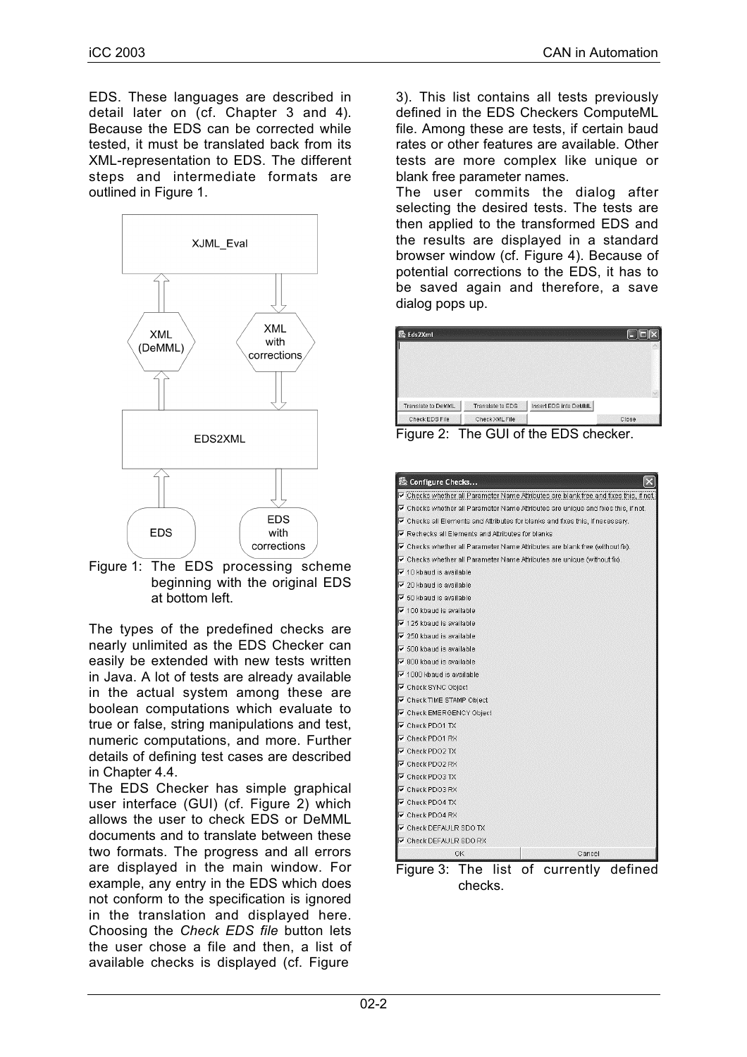EDS. These languages are described in detail later on (cf. Chapter 3 and 4). Because the EDS can be corrected while tested, it must be translated back from its XML-representation to EDS. The different steps and intermediate formats are outlined in Figure 1.

Figure 1: The EDS processing scheme beginning with the original EDS at bottom left.

The types of the predefined checks are nearly unlimited as the EDS Checker can easily be extended with new tests written in Java. A lot of tests are already available in the actual system among these are boolean computations which evaluate to true or false, string manipulations and test, numeric computations, and more. Further details of defining test cases are described in Chapter 4.4.

The EDS Checker has simple graphical user interface (GUI) (cf. Figure 2) which allows the user to check EDS or DeMML documents and to translate between these two formats. The progress and all errors are displayed in the main window. For example, any entry in the EDS which does not conform to the specification is ignored in the translation and displayed here. Choosing the *Check EDS file* button lets the user chose a file and then, a list of available checks is displayed (cf. Figure 3). This list contains all tests previously defined in the EDS Checkers ComputeML file. Among these are tests, if certain baud rates or other features are available. Other tests are more complex like unique or blank free parameter names.

The user commits the dialog after selecting the desired tests. The tests are then applied to the transformed EDS and the results are displayed in a standard browser window (cf. Figure 4). Because of potential corrections to the EDS, it has to be saved again and therefore, a save dialog pops up.

Figure 2: The GUI of the EDS checker.

Figure 3: The list of currently defined checks.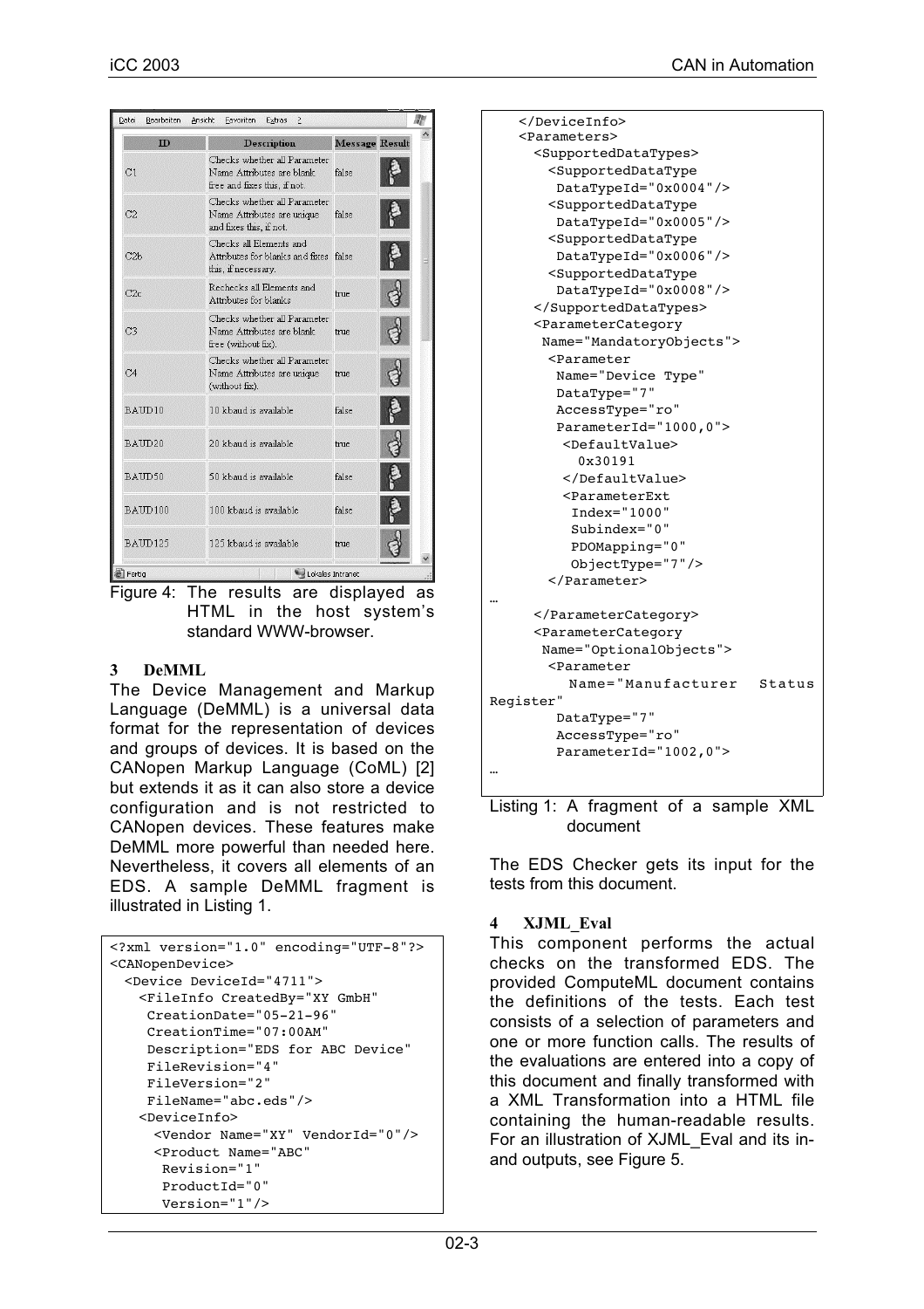| ID | Description | Message | Result |
|---|---|---|---|
| C1 | Checks whether all Parameter Name Attributes are blank free and fixes this, if not. | false | |
| C2 | Checks whether all Parameter Name Attributes are unique and fixes this, if not. | false | |
| C2b | Checks all Elements and Attributes for blanks and fixes this, if necessary. | false | |
| C2c | Rechecks all Elements and Attributes for blanks | true | |
| C3 | Checks whether all Parameter Name Attributes are blank free (without fix). | true | |
| C4 | Checks whether all Parameter Name Attributes are unique (without fix). | true | |
| BAUD10 | 10 kbaud is available | false | |
| BAUD20 | 20 kbaud is available | true | |
| BAUD50 | 50 kbaud is available | false | |
| BAUD100 | 100 kbaud is available | false | |
| BAUD125 | 125 kbaud is available | true | |

Figure 4: The results are displayed as HTML in the host system's standard WWW-browser.

## 3 DeMML

The Device Management and Markup Language (DeMML) is a universal data format for the representation of devices and groups of devices. It is based on the CANopen Markup Language (CoML) [2] but extends it as it can also store a device configuration and is not restricted to CANopen devices. These features make DeMML more powerful than needed here. Nevertheless, it covers all elements of an EDS. A sample DeMML fragment is illustrated in Listing 1.

```
<?xml version="1.0" encoding="UTF-8"?>
<CANopenDevice>
  <Device DeviceId="4711">
    <FileInfo CreatedBy="XY GmbH"
     CreationDate="05-21-96"
     CreationTime="07:00AM"
     Description="EDS for ABC Device"
     FileRevision="4"
     FileVersion="2"
     FileName="abc.eds"/>
    <DeviceInfo>
      <Vendor Name="XY" VendorId="0"/>
      <Product Name="ABC"
       Revision="1"
       ProductId="0"
       Version="1"/>
    </DeviceInfo>
    <Parameters>
      <SupportedDataTypes>
        <SupportedDataType
         DataTypeId="0x0004"/>
        <SupportedDataType
         DataTypeId="0x0005"/>
        <SupportedDataType
         DataTypeId="0x0006"/>
        <SupportedDataType
         DataTypeId="0x0008"/>
      </SupportedDataTypes>
      <ParameterCategory
       Name="MandatoryObjects">
        <Parameter
         Name="Device Type"
         DataType="7"
         AccessType="ro"
         ParameterId="1000,0">
          <DefaultValue>
            0x30191
          </DefaultValue>
          <ParameterExt
           Index="1000"
           Subindex="0"
           PDOMapping="0"
           ObjectType="7"/>
        </Parameter>
…
      </ParameterCategory>
      <ParameterCategory
       Name="OptionalObjects">
        <Parameter
          Name="Manufacturer  Status
Register"
         DataType="7"
         AccessType="ro"
         ParameterId="1002,0">
…
```

Listing 1: A fragment of a sample XML document

The EDS Checker gets its input for the tests from this document.

## 4 XJML_Eval

This component performs the actual checks on the transformed EDS. The provided ComputeML document contains the definitions of the tests. Each test consists of a selection of parameters and one or more function calls. The results of the evaluations are entered into a copy of this document and finally transformed with a XML Transformation into a HTML file containing the human-readable results. For an illustration of XJML_Eval and its in- and outputs, see Figure 5.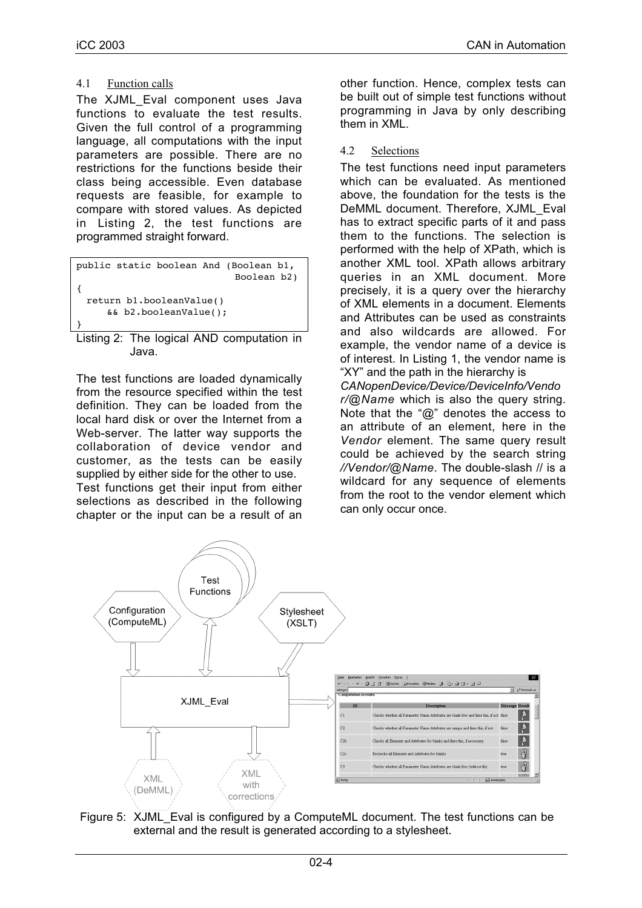### 4.1 Function calls

The XJML_Eval component uses Java functions to evaluate the test results. Given the full control of a programming language, all computations with the input parameters are possible. There are no restrictions for the functions beside their class being accessible. Even database requests are feasible, for example to compare with stored values. As depicted in Listing 2, the test functions are programmed straight forward.

```
public static boolean And (Boolean b1,
                           Boolean b2)
{
  return b1.booleanValue()
      && b2.booleanValue();
}
```

Listing 2: The logical AND computation in Java.

The test functions are loaded dynamically from the resource specified within the test definition. They can be loaded from the local hard disk or over the Internet from a Web-server. The latter way supports the collaboration of device vendor and customer, as the tests can be easily supplied by either side for the other to use.

Test functions get their input from either selections as described in the following chapter or the input can be a result of an other function. Hence, complex tests can be built out of simple test functions without programming in Java by only describing them in XML.

### 4.2 Selections

The test functions need input parameters which can be evaluated. As mentioned above, the foundation for the tests is the DeMML document. Therefore, XJML_Eval has to extract specific parts of it and pass them to the functions. The selection is performed with the help of XPath, which is another XML tool. XPath allows arbitrary queries in an XML document. More precisely, it is a query over the hierarchy of XML elements in a document. Elements and Attributes can be used as constraints and also wildcards are allowed. For example, the vendor name of a device is of interest. In Listing 1, the vendor name is "XY" and the path in the hierarchy is *CANopenDevice/Device/DeviceInfo/Vendor/@Name* which is also the query string. Note that the "@" denotes the access to an attribute of an element, here in the *Vendor* element. The same query result could be achieved by the search string *//Vendor/@Name*. The double-slash // is a wildcard for any sequence of elements from the root to the vendor element which can only occur once.

Figure 5: XJML_Eval is configured by a ComputeML document. The test functions can be external and the result is generated according to a stylesheet.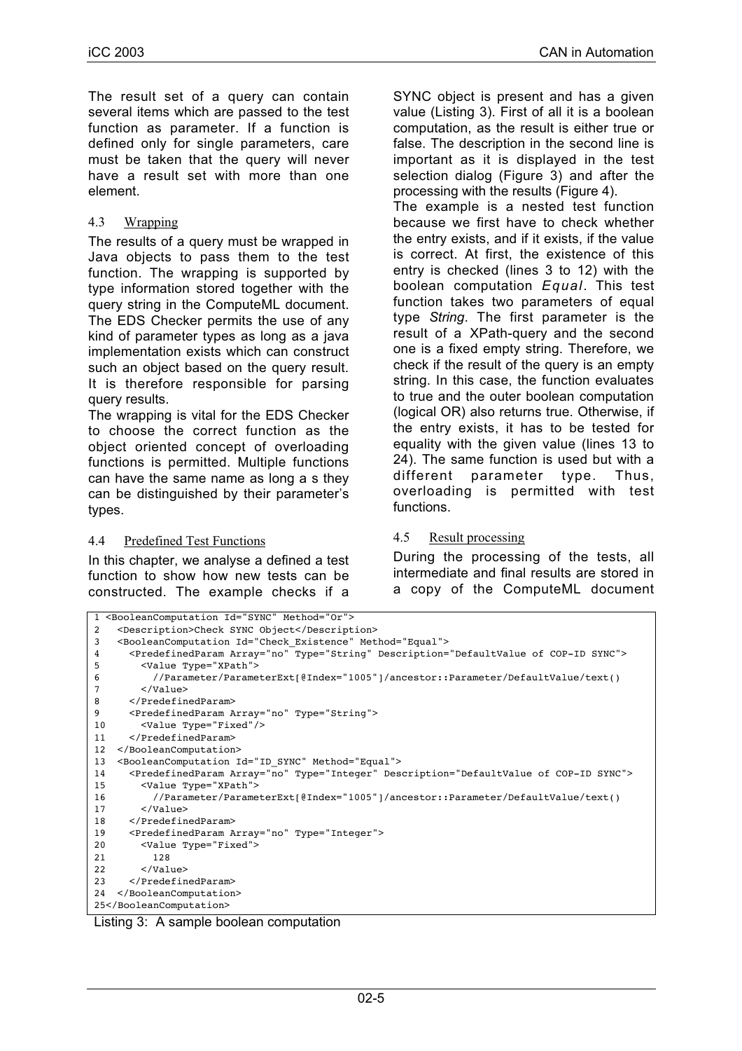The result set of a query can contain several items which are passed to the test function as parameter. If a function is defined only for single parameters, care must be taken that the query will never have a result set with more than one element.

### 4.3 Wrapping

The results of a query must be wrapped in Java objects to pass them to the test function. The wrapping is supported by type information stored together with the query string in the ComputeML document. The EDS Checker permits the use of any kind of parameter types as long as a java implementation exists which can construct such an object based on the query result. It is therefore responsible for parsing query results.

The wrapping is vital for the EDS Checker to choose the correct function as the object oriented concept of overloading functions is permitted. Multiple functions can have the same name as long a s they can be distinguished by their parameter's types.

### 4.4 Predefined Test Functions

In this chapter, we analyse a defined a test function to show how new tests can be constructed. The example checks if a SYNC object is present and has a given value (Listing 3). First of all it is a boolean computation, as the result is either true or false. The description in the second line is important as it is displayed in the test selection dialog (Figure 3) and after the processing with the results (Figure 4).

The example is a nested test function because we first have to check whether the entry exists, and if it exists, if the value is correct. At first, the existence of this entry is checked (lines 3 to 12) with the boolean computation *Equal*. This test function takes two parameters of equal type *String*. The first parameter is the result of a XPath-query and the second one is a fixed empty string. Therefore, we check if the result of the query is an empty string. In this case, the function evaluates to true and the outer boolean computation (logical OR) also returns true. Otherwise, if the entry exists, it has to be tested for equality with the given value (lines 13 to 24). The same function is used but with a different parameter type. Thus, overloading is permitted with test functions.

### 4.5 Result processing

During the processing of the tests, all intermediate and final results are stored in a copy of the ComputeML document

```
1 <BooleanComputation Id="SYNC" Method="Or">
2   <Description>Check SYNC Object</Description>
3   <BooleanComputation Id="Check_Existence" Method="Equal">
4     <PredefinedParam Array="no" Type="String" Description="DefaultValue of COP-ID SYNC">
5       <Value Type="XPath">
6         //Parameter/ParameterExt[@Index="1005"]/ancestor::Parameter/DefaultValue/text()
7       </Value>
8     </PredefinedParam>
9     <PredefinedParam Array="no" Type="String">
10      <Value Type="Fixed"/>
11    </PredefinedParam>
12  </BooleanComputation>
13  <BooleanComputation Id="ID_SYNC" Method="Equal">
14    <PredefinedParam Array="no" Type="Integer" Description="DefaultValue of COP-ID SYNC">
15      <Value Type="XPath">
16        //Parameter/ParameterExt[@Index="1005"]/ancestor::Parameter/DefaultValue/text()
17      </Value>
18    </PredefinedParam>
19    <PredefinedParam Array="no" Type="Integer">
20      <Value Type="Fixed">
21        128
22      </Value>
23    </PredefinedParam>
24  </BooleanComputation>
25</BooleanComputation>
```

Listing 3: A sample boolean computation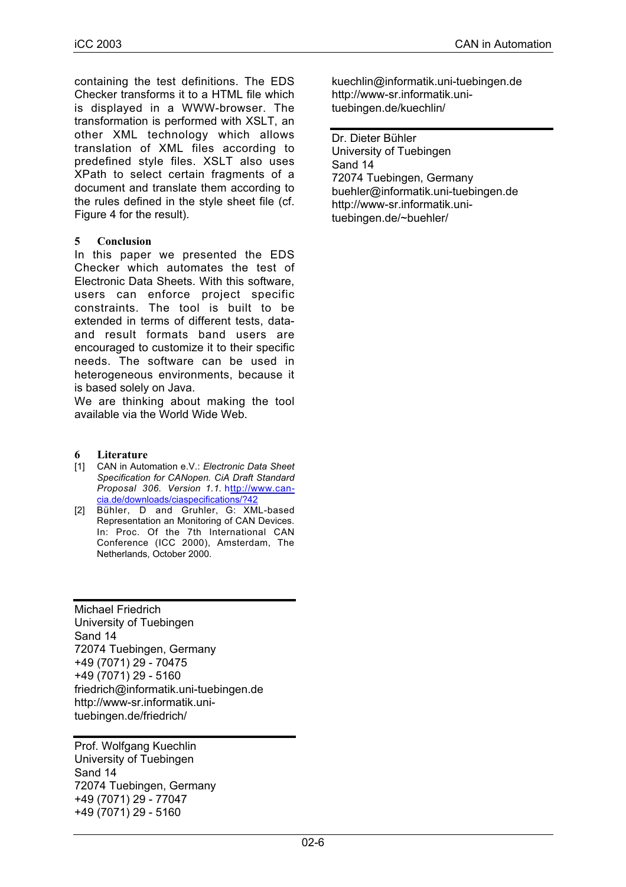containing the test definitions. The EDS Checker transforms it to a HTML file which is displayed in a WWW-browser. The transformation is performed with XSLT, an other XML technology which allows translation of XML files according to predefined style files. XSLT also uses XPath to select certain fragments of a document and translate them according to the rules defined in the style sheet file (cf. Figure 4 for the result).

## 5 Conclusion

In this paper we presented the EDS Checker which automates the test of Electronic Data Sheets. With this software, users can enforce project specific constraints. The tool is built to be extended in terms of different tests, data- and result formats band users are encouraged to customize it to their specific needs. The software can be used in heterogeneous environments, because it is based solely on Java.

We are thinking about making the tool available via the World Wide Web.

## 6 Literature

[1] CAN in Automation e.V.: *Electronic Data Sheet Specification for CANopen. CiA Draft Standard Proposal 306. Version 1.1.* http://www.can-cia.de/downloads/ciaspecifications/?42

[2] Bühler, D and Gruhler, G: XML-based Representation an Monitoring of CAN Devices. In: Proc. Of the 7th International CAN Conference (ICC 2000), Amsterdam, The Netherlands, October 2000.

---

Michael Friedrich
University of Tuebingen
Sand 14
72074 Tuebingen, Germany
+49 (7071) 29 - 70475
+49 (7071) 29 - 5160
friedrich@informatik.uni-tuebingen.de
http://www-sr.informatik.uni-tuebingen.de/friedrich/

---

Prof. Wolfgang Kuechlin
University of Tuebingen
Sand 14
72074 Tuebingen, Germany
+49 (7071) 29 - 77047
+49 (7071) 29 - 5160
kuechlin@informatik.uni-tuebingen.de
http://www-sr.informatik.uni-tuebingen.de/kuechlin/

---

Dr. Dieter Bühler
University of Tuebingen
Sand 14
72074 Tuebingen, Germany
buehler@informatik.uni-tuebingen.de
http://www-sr.informatik.uni-tuebingen.de/~buehler/